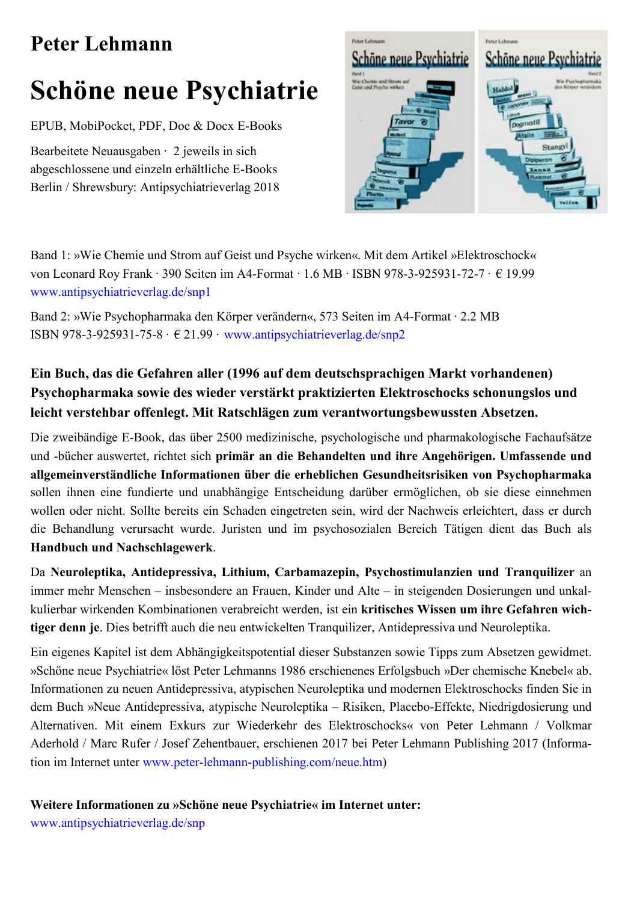# Peter Lehmann

# Schöne neue Psychiatrie

EPUB, MobiPocket, PDF, Doc & Docx E-Books

Bearbeitete Neuausgaben · 2 jeweils in sich abgeschlossene und einzeln erhältliche E-Books
Berlin / Shrewsbury: Antipsychiatrieverlag 2018

Band 1: »Wie Chemie und Strom auf Geist und Psyche wirken«. Mit dem Artikel »Elektroschock« von Leonard Roy Frank · 390 Seiten im A4-Format · 1.6 MB · ISBN 978-3-925931-72-7 · € 19.99
www.antipsychiatrieverlag.de/snp1

Band 2: »Wie Psychopharmaka den Körper verändern«, 573 Seiten im A4-Format · 2.2 MB
ISBN 978-3-925931-75-8 · € 21.99 · www.antipsychiatrieverlag.de/snp2

**Ein Buch, das die Gefahren aller (1996 auf dem deutschsprachigen Markt vorhandenen) Psychopharmaka sowie des wieder verstärkt praktizierten Elektroschocks schonungslos und leicht verstehbar offenlegt. Mit Ratschlägen zum verantwortungsbewussten Absetzen.**

Die zweibändige E-Book, das über 2500 medizinische, psychologische und pharmakologische Fachaufsätze und -bücher auswertet, richtet sich **primär an die Behandelten und ihre Angehörigen. Umfassende und allgemeinverständliche Informationen über die erheblichen Gesundheitsrisiken von Psychopharmaka** sollen ihnen eine fundierte und unabhängige Entscheidung darüber ermöglichen, ob sie diese einnehmen wollen oder nicht. Sollte bereits ein Schaden eingetreten sein, wird der Nachweis erleichtert, dass er durch die Behandlung verursacht wurde. Juristen und im psychosozialen Bereich Tätigen dient das Buch als **Handbuch und Nachschlagewerk**.

Da **Neuroleptika, Antidepressiva, Lithium, Carbamazepin, Psychostimulanzien und Tranquilizer** an immer mehr Menschen – insbesondere an Frauen, Kinder und Alte – in steigenden Dosierungen und unkalkulierbar wirkenden Kombinationen verabreicht werden, ist ein **kritisches Wissen um ihre Gefahren wichtiger denn je**. Dies betrifft auch die neu entwickelten Tranquilizer, Antidepressiva und Neuroleptika.

Ein eigenes Kapitel ist dem Abhängigkeitspotential dieser Substanzen sowie Tipps zum Absetzen gewidmet. »Schöne neue Psychiatrie« löst Peter Lehmanns 1986 erschienenes Erfolgsbuch »Der chemische Knebel« ab. Informationen zu neuen Antidepressiva, atypischen Neuroleptika und modernen Elektroschocks finden Sie in dem Buch »Neue Antidepressiva, atypische Neuroleptika – Risiken, Placebo-Effekte, Niedrigdosierung und Alternativen. Mit einem Exkurs zur Wiederkehr des Elektroschocks« von Peter Lehmann / Volkmar Aderhold / Marc Rufer / Josef Zehentbauer, erschienen 2017 bei Peter Lehmann Publishing 2017 (Information im Internet unter www.peter-lehmann-publishing.com/neue.htm)

**Weitere Informationen zu »Schöne neue Psychiatrie« im Internet unter:**
www.antipsychiatrieverlag.de/snp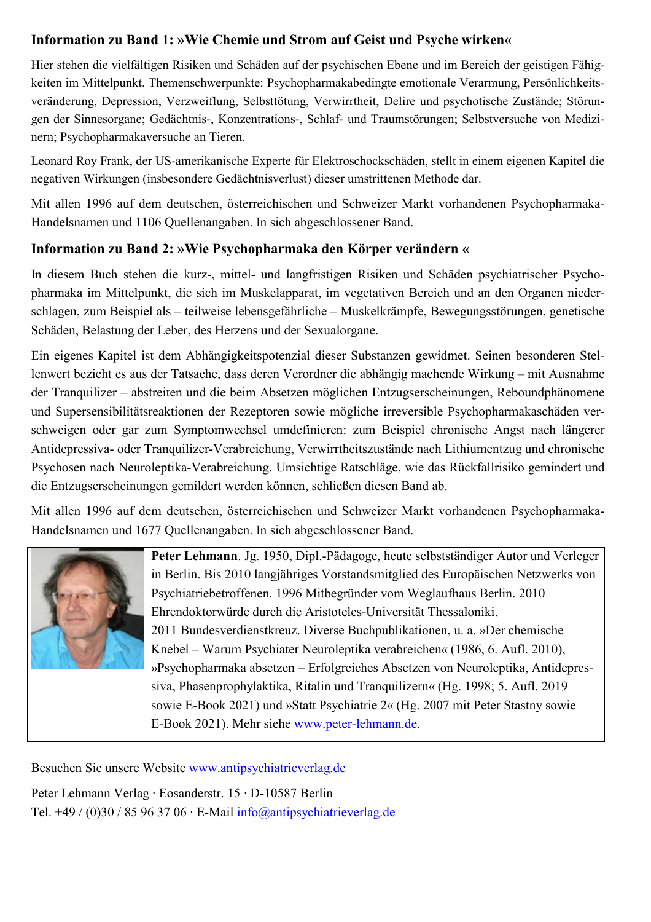### Information zu Band 1: »Wie Chemie und Strom auf Geist und Psyche wirken«

Hier stehen die vielfältigen Risiken und Schäden auf der psychischen Ebene und im Bereich der geistigen Fähigkeiten im Mittelpunkt. Themenschwerpunkte: Psychopharmakabedingte emotionale Verarmung, Persönlichkeitsveränderung, Depression, Verzweiflung, Selbsttötung, Verwirrtheit, Delire und psychotische Zustände; Störungen der Sinnesorgane; Gedächtnis-, Konzentrations-, Schlaf- und Traumstörungen; Selbstversuche von Medizinern; Psychopharmakaversuche an Tieren.

Leonard Roy Frank, der US-amerikanische Experte für Elektroschockschäden, stellt in einem eigenen Kapitel die negativen Wirkungen (insbesondere Gedächtnisverlust) dieser umstrittenen Methode dar.

Mit allen 1996 auf dem deutschen, österreichischen und Schweizer Markt vorhandenen Psychopharmaka-Handelsnamen und 1106 Quellenangaben. In sich abgeschlossener Band.

### Information zu Band 2: »Wie Psychopharmaka den Körper verändern «

In diesem Buch stehen die kurz-, mittel- und langfristigen Risiken und Schäden psychiatrischer Psychopharmaka im Mittelpunkt, die sich im Muskelapparat, im vegetativen Bereich und an den Organen niederschlagen, zum Beispiel als – teilweise lebensgefährliche – Muskelkrämpfe, Bewegungsstörungen, genetische Schäden, Belastung der Leber, des Herzens und der Sexualorgane.

Ein eigenes Kapitel ist dem Abhängigkeitspotenzial dieser Substanzen gewidmet. Seinen besonderen Stellenwert bezieht es aus der Tatsache, dass deren Verordner die abhängig machende Wirkung – mit Ausnahme der Tranquilizer – abstreiten und die beim Absetzen möglichen Entzugserscheinungen, Reboundphänomene und Supersensibilitätsreaktionen der Rezeptoren sowie mögliche irreversible Psychopharmakaschäden verschweigen oder gar zum Symptomwechsel umdefinieren: zum Beispiel chronische Angst nach längerer Antidepressiva- oder Tranquilizer-Verabreichung, Verwirrtheitszustände nach Lithiumentzug und chronische Psychosen nach Neuroleptika-Verabreichung. Umsichtige Ratschläge, wie das Rückfallrisiko gemindert und die Entzugserscheinungen gemildert werden können, schließen diesen Band ab.

Mit allen 1996 auf dem deutschen, österreichischen und Schweizer Markt vorhandenen Psychopharmaka-Handelsnamen und 1677 Quellenangaben. In sich abgeschlossener Band.

**Peter Lehmann**. Jg. 1950, Dipl.-Pädagoge, heute selbstständiger Autor und Verleger in Berlin. Bis 2010 langjähriges Vorstandsmitglied des Europäischen Netzwerks von Psychiatriebetroffenen. 1996 Mitbegründer vom Weglaufhaus Berlin. 2010 Ehrendoktorwürde durch die Aristoteles-Universität Thessaloniki. 2011 Bundesverdienstkreuz. Diverse Buchpublikationen, u. a. »Der chemische Knebel – Warum Psychiater Neuroleptika verabreichen« (1986, 6. Aufl. 2010), »Psychopharmaka absetzen – Erfolgreiches Absetzen von Neuroleptika, Antidepressiva, Phasenprophylaktika, Ritalin und Tranquilizern« (Hg. 1998; 5. Aufl. 2019 sowie E-Book 2021) und »Statt Psychiatrie 2« (Hg. 2007 mit Peter Stastny sowie E-Book 2021). Mehr siehe www.peter-lehmann.de.

Besuchen Sie unsere Website www.antipsychiatrieverlag.de

Peter Lehmann Verlag · Eosanderstr. 15 · D-10587 Berlin
Tel. +49 / (0)30 / 85 96 37 06 · E-Mail info@antipsychiatrieverlag.de